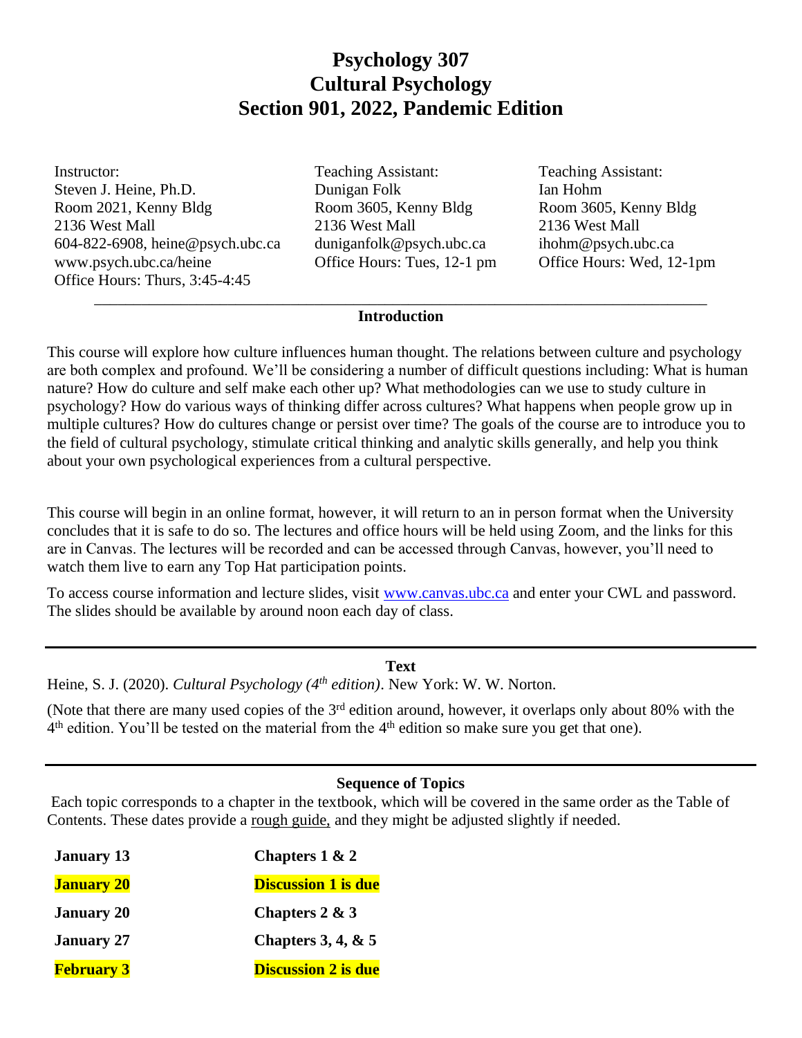# Psychology 307
# Cultural Psychology
# Section 901, 2022, Pandemic Edition

Instructor:
Steven J. Heine, Ph.D.
Room 2021, Kenny Bldg
2136 West Mall
604-822-6908, heine@psych.ubc.ca
www.psych.ubc.ca/heine
Office Hours: Thurs, 3:45-4:45

Teaching Assistant:
Dunigan Folk
Room 3605, Kenny Bldg
2136 West Mall
duniganfolk@psych.ubc.ca
Office Hours: Tues, 12-1 pm

Teaching Assistant:
Ian Hohm
Room 3605, Kenny Bldg
2136 West Mall
ihohm@psych.ubc.ca
Office Hours: Wed, 12-1pm

## Introduction

This course will explore how culture influences human thought. The relations between culture and psychology are both complex and profound. We'll be considering a number of difficult questions including: What is human nature? How do culture and self make each other up? What methodologies can we use to study culture in psychology? How do various ways of thinking differ across cultures? What happens when people grow up in multiple cultures? How do cultures change or persist over time? The goals of the course are to introduce you to the field of cultural psychology, stimulate critical thinking and analytic skills generally, and help you think about your own psychological experiences from a cultural perspective.

This course will begin in an online format, however, it will return to an in person format when the University concludes that it is safe to do so. The lectures and office hours will be held using Zoom, and the links for this are in Canvas. The lectures will be recorded and can be accessed through Canvas, however, you'll need to watch them live to earn any Top Hat participation points.

To access course information and lecture slides, visit www.canvas.ubc.ca and enter your CWL and password. The slides should be available by around noon each day of class.

## Text

Heine, S. J. (2020). *Cultural Psychology (4th edition)*. New York: W. W. Norton.

(Note that there are many used copies of the 3rd edition around, however, it overlaps only about 80% with the 4th edition. You'll be tested on the material from the 4th edition so make sure you get that one).

## Sequence of Topics

Each topic corresponds to a chapter in the textbook, which will be covered in the same order as the Table of Contents. These dates provide a rough guide, and they might be adjusted slightly if needed.

| | |
|---|---|
| **January 13** | **Chapters 1 & 2** |
| **January 20** | **Discussion 1 is due** |
| **January 20** | **Chapters 2 & 3** |
| **January 27** | **Chapters 3, 4, & 5** |
| **February 3** | **Discussion 2 is due** |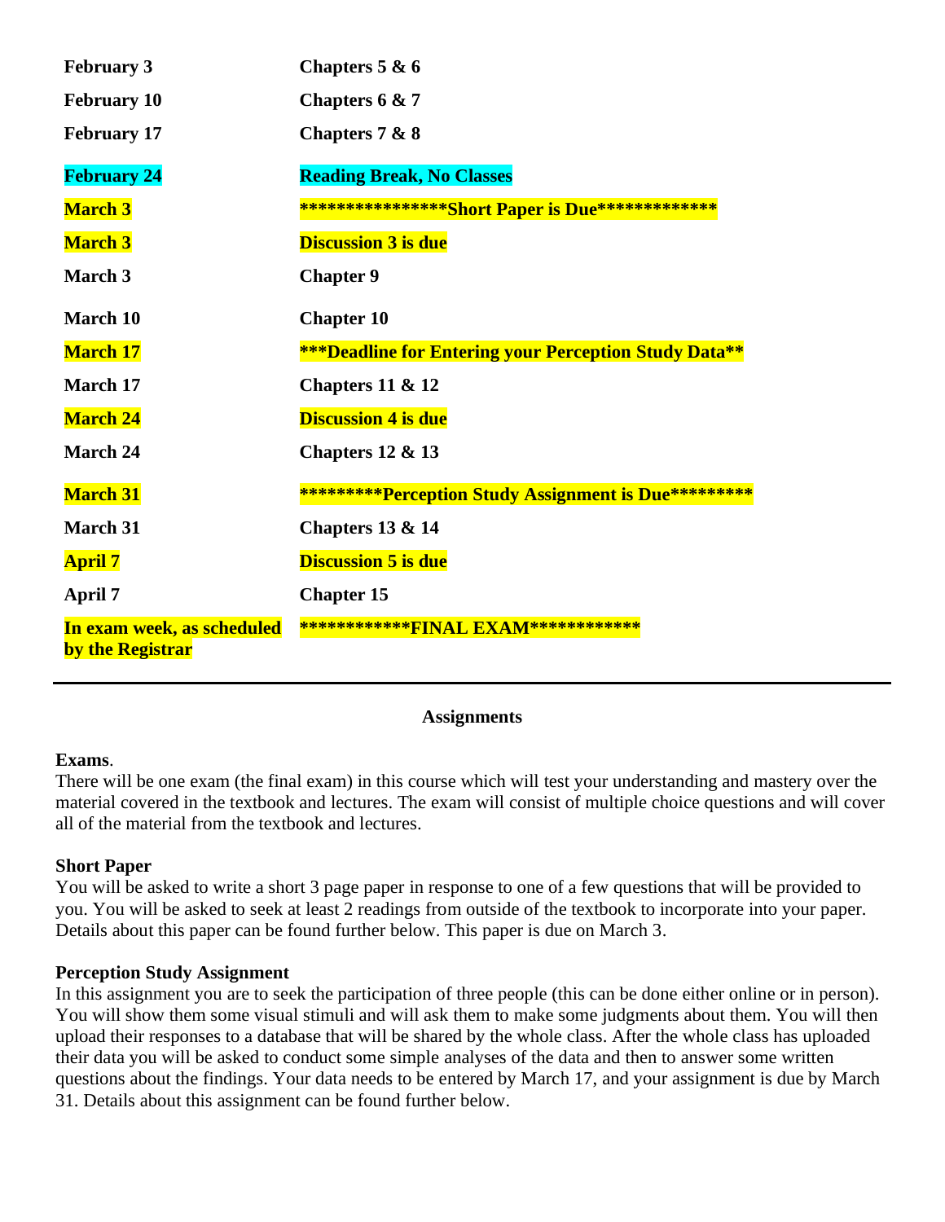| | |
|---|---|
| **February 3** | **Chapters 5 & 6** |
| **February 10** | **Chapters 6 & 7** |
| **February 17** | **Chapters 7 & 8** |
| **February 24** | **Reading Break, No Classes** |
| **March 3** | **\*\*\*\*\*\*\*\*\*\*\*\*\*\*\*\*Short Paper is Due\*\*\*\*\*\*\*\*\*\*\*\*\*** |
| **March 3** | **Discussion 3 is due** |
| **March 3** | **Chapter 9** |
| **March 10** | **Chapter 10** |
| **March 17** | **\*\*\*Deadline for Entering your Perception Study Data\*\*** |
| **March 17** | **Chapters 11 & 12** |
| **March 24** | **Discussion 4 is due** |
| **March 24** | **Chapters 12 & 13** |
| **March 31** | **\*\*\*\*\*\*\*\*\*Perception Study Assignment is Due\*\*\*\*\*\*\*\*\*** |
| **March 31** | **Chapters 13 & 14** |
| **April 7** | **Discussion 5 is due** |
| **April 7** | **Chapter 15** |
| **In exam week, as scheduled by the Registrar** | **\*\*\*\*\*\*\*\*\*\*\*\*FINAL EXAM\*\*\*\*\*\*\*\*\*\*\*\*** |

---

## Assignments

**Exams**.
There will be one exam (the final exam) in this course which will test your understanding and mastery over the material covered in the textbook and lectures. The exam will consist of multiple choice questions and will cover all of the material from the textbook and lectures.

**Short Paper**
You will be asked to write a short 3 page paper in response to one of a few questions that will be provided to you. You will be asked to seek at least 2 readings from outside of the textbook to incorporate into your paper. Details about this paper can be found further below. This paper is due on March 3.

**Perception Study Assignment**
In this assignment you are to seek the participation of three people (this can be done either online or in person). You will show them some visual stimuli and will ask them to make some judgments about them. You will then upload their responses to a database that will be shared by the whole class. After the whole class has uploaded their data you will be asked to conduct some simple analyses of the data and then to answer some written questions about the findings. Your data needs to be entered by March 17, and your assignment is due by March 31. Details about this assignment can be found further below.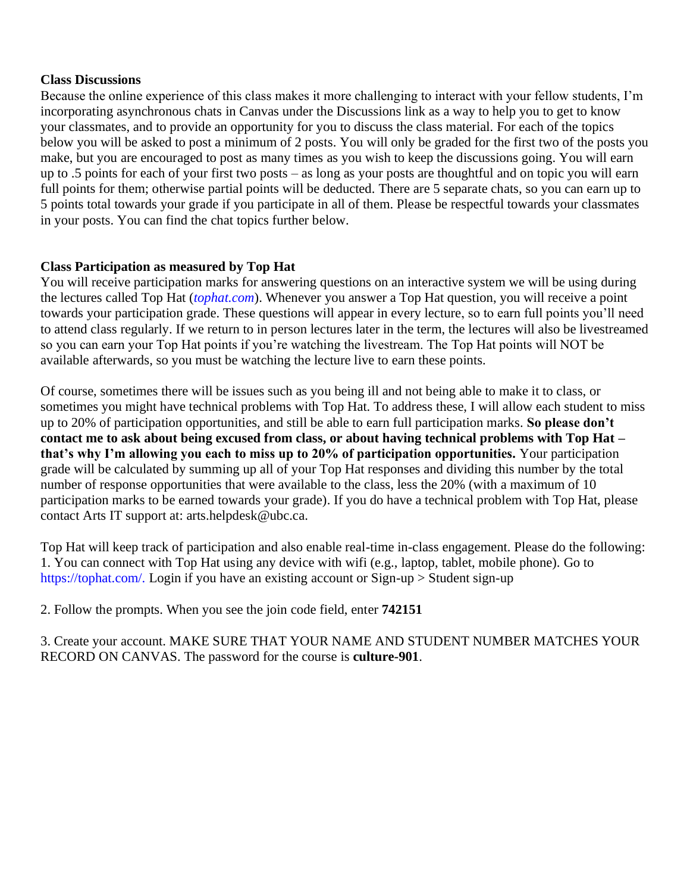**Class Discussions**

Because the online experience of this class makes it more challenging to interact with your fellow students, I'm incorporating asynchronous chats in Canvas under the Discussions link as a way to help you to get to know your classmates, and to provide an opportunity for you to discuss the class material. For each of the topics below you will be asked to post a minimum of 2 posts. You will only be graded for the first two of the posts you make, but you are encouraged to post as many times as you wish to keep the discussions going. You will earn up to .5 points for each of your first two posts – as long as your posts are thoughtful and on topic you will earn full points for them; otherwise partial points will be deducted. There are 5 separate chats, so you can earn up to 5 points total towards your grade if you participate in all of them. Please be respectful towards your classmates in your posts. You can find the chat topics further below.

**Class Participation as measured by Top Hat**

You will receive participation marks for answering questions on an interactive system we will be using during the lectures called Top Hat (*tophat.com*). Whenever you answer a Top Hat question, you will receive a point towards your participation grade. These questions will appear in every lecture, so to earn full points you'll need to attend class regularly. If we return to in person lectures later in the term, the lectures will also be livestreamed so you can earn your Top Hat points if you're watching the livestream. The Top Hat points will NOT be available afterwards, so you must be watching the lecture live to earn these points.

Of course, sometimes there will be issues such as you being ill and not being able to make it to class, or sometimes you might have technical problems with Top Hat. To address these, I will allow each student to miss up to 20% of participation opportunities, and still be able to earn full participation marks. **So please don't contact me to ask about being excused from class, or about having technical problems with Top Hat – that's why I'm allowing you each to miss up to 20% of participation opportunities.** Your participation grade will be calculated by summing up all of your Top Hat responses and dividing this number by the total number of response opportunities that were available to the class, less the 20% (with a maximum of 10 participation marks to be earned towards your grade). If you do have a technical problem with Top Hat, please contact Arts IT support at: arts.helpdesk@ubc.ca.

Top Hat will keep track of participation and also enable real-time in-class engagement. Please do the following:
1. You can connect with Top Hat using any device with wifi (e.g., laptop, tablet, mobile phone). Go to https://tophat.com/. Login if you have an existing account or Sign-up > Student sign-up

2. Follow the prompts. When you see the join code field, enter **742151**

3. Create your account. MAKE SURE THAT YOUR NAME AND STUDENT NUMBER MATCHES YOUR RECORD ON CANVAS. The password for the course is **culture-901**.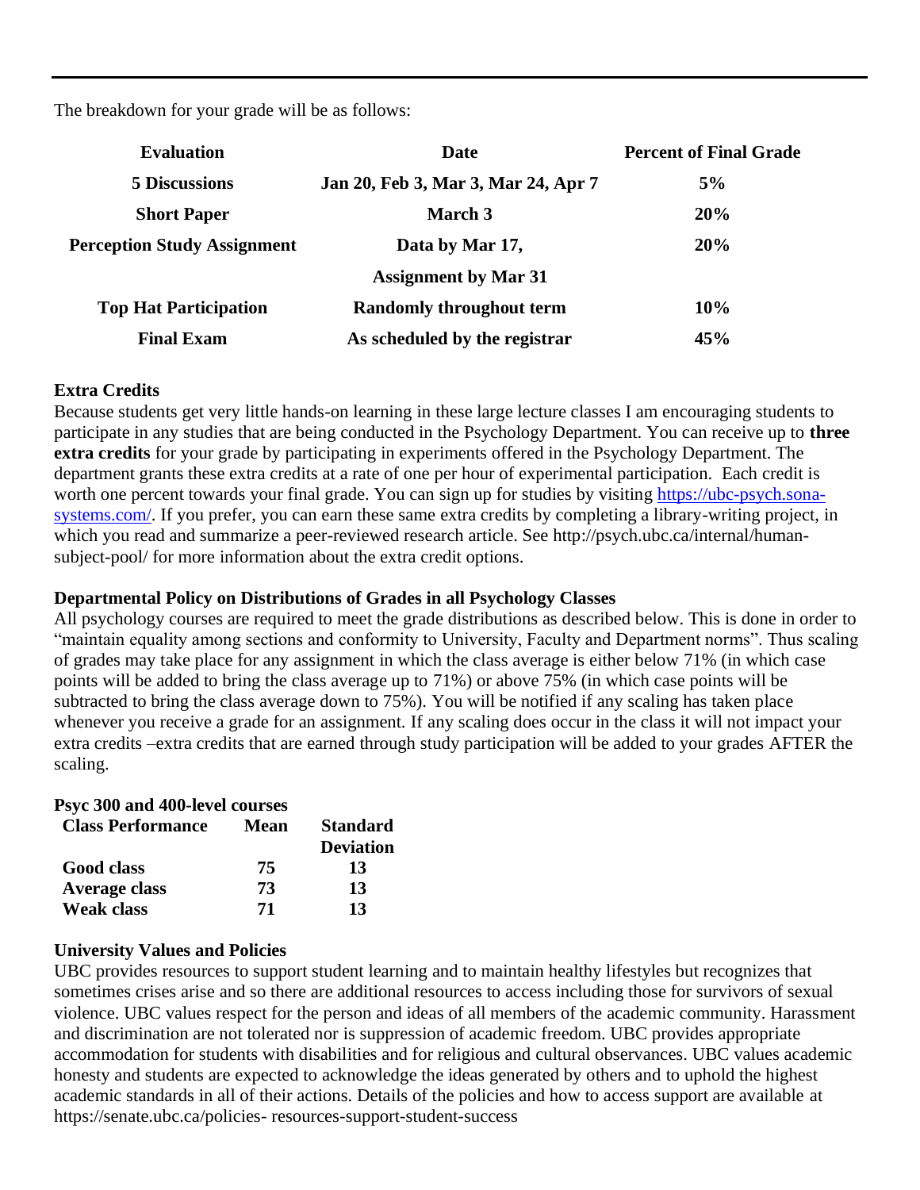The breakdown for your grade will be as follows:

| Evaluation | Date | Percent of Final Grade |
|---|---|---|
| **5 Discussions** | **Jan 20, Feb 3, Mar 3, Mar 24, Apr 7** | **5%** |
| **Short Paper** | **March 3** | **20%** |
| **Perception Study Assignment** | **Data by Mar 17, Assignment by Mar 31** | **20%** |
| **Top Hat Participation** | **Randomly throughout term** | **10%** |
| **Final Exam** | **As scheduled by the registrar** | **45%** |

### Extra Credits

Because students get very little hands-on learning in these large lecture classes I am encouraging students to participate in any studies that are being conducted in the Psychology Department. You can receive up to **three extra credits** for your grade by participating in experiments offered in the Psychology Department. The department grants these extra credits at a rate of one per hour of experimental participation. Each credit is worth one percent towards your final grade. You can sign up for studies by visiting [https://ubc-psych.sona-systems.com/](https://ubc-psych.sona-systems.com/). If you prefer, you can earn these same extra credits by completing a library-writing project, in which you read and summarize a peer-reviewed research article. See http://psych.ubc.ca/internal/human-subject-pool/ for more information about the extra credit options.

### Departmental Policy on Distributions of Grades in all Psychology Classes

All psychology courses are required to meet the grade distributions as described below. This is done in order to "maintain equality among sections and conformity to University, Faculty and Department norms". Thus scaling of grades may take place for any assignment in which the class average is either below 71% (in which case points will be added to bring the class average up to 71%) or above 75% (in which case points will be subtracted to bring the class average down to 75%). You will be notified if any scaling has taken place whenever you receive a grade for an assignment. If any scaling does occur in the class it will not impact your extra credits –extra credits that are earned through study participation will be added to your grades AFTER the scaling.

**Psyc 300 and 400-level courses**

| Class Performance | Mean | Standard Deviation |
|---|---|---|
| **Good class** | **75** | **13** |
| **Average class** | **73** | **13** |
| **Weak class** | **71** | **13** |

### University Values and Policies

UBC provides resources to support student learning and to maintain healthy lifestyles but recognizes that sometimes crises arise and so there are additional resources to access including those for survivors of sexual violence. UBC values respect for the person and ideas of all members of the academic community. Harassment and discrimination are not tolerated nor is suppression of academic freedom. UBC provides appropriate accommodation for students with disabilities and for religious and cultural observances. UBC values academic honesty and students are expected to acknowledge the ideas generated by others and to uphold the highest academic standards in all of their actions. Details of the policies and how to access support are available at https://senate.ubc.ca/policies- resources-support-student-success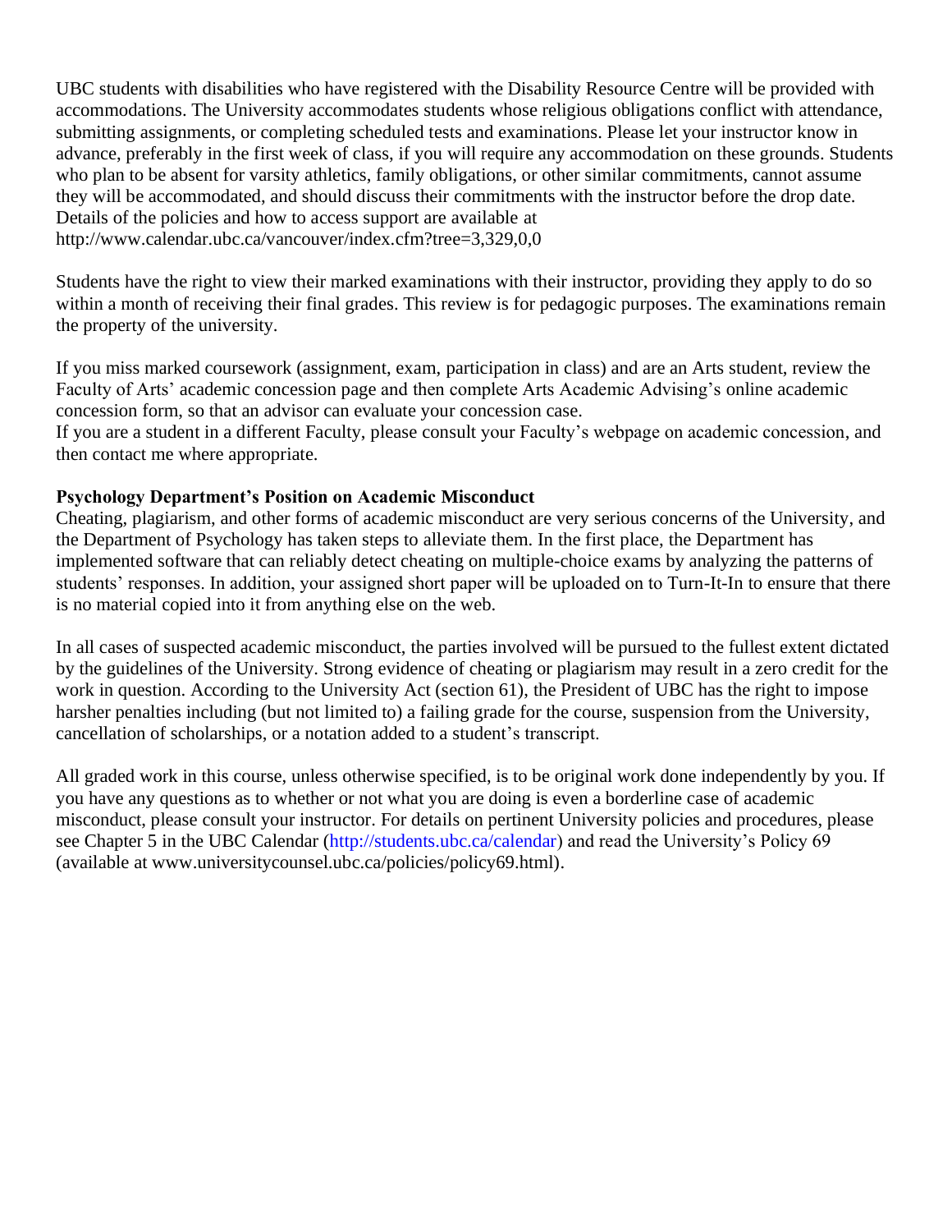UBC students with disabilities who have registered with the Disability Resource Centre will be provided with accommodations. The University accommodates students whose religious obligations conflict with attendance, submitting assignments, or completing scheduled tests and examinations. Please let your instructor know in advance, preferably in the first week of class, if you will require any accommodation on these grounds. Students who plan to be absent for varsity athletics, family obligations, or other similar commitments, cannot assume they will be accommodated, and should discuss their commitments with the instructor before the drop date. Details of the policies and how to access support are available at http://www.calendar.ubc.ca/vancouver/index.cfm?tree=3,329,0,0

Students have the right to view their marked examinations with their instructor, providing they apply to do so within a month of receiving their final grades. This review is for pedagogic purposes. The examinations remain the property of the university.

If you miss marked coursework (assignment, exam, participation in class) and are an Arts student, review the Faculty of Arts' academic concession page and then complete Arts Academic Advising's online academic concession form, so that an advisor can evaluate your concession case.
If you are a student in a different Faculty, please consult your Faculty's webpage on academic concession, and then contact me where appropriate.

**Psychology Department's Position on Academic Misconduct**

Cheating, plagiarism, and other forms of academic misconduct are very serious concerns of the University, and the Department of Psychology has taken steps to alleviate them. In the first place, the Department has implemented software that can reliably detect cheating on multiple-choice exams by analyzing the patterns of students' responses. In addition, your assigned short paper will be uploaded on to Turn-It-In to ensure that there is no material copied into it from anything else on the web.

In all cases of suspected academic misconduct, the parties involved will be pursued to the fullest extent dictated by the guidelines of the University. Strong evidence of cheating or plagiarism may result in a zero credit for the work in question. According to the University Act (section 61), the President of UBC has the right to impose harsher penalties including (but not limited to) a failing grade for the course, suspension from the University, cancellation of scholarships, or a notation added to a student's transcript.

All graded work in this course, unless otherwise specified, is to be original work done independently by you. If you have any questions as to whether or not what you are doing is even a borderline case of academic misconduct, please consult your instructor. For details on pertinent University policies and procedures, please see Chapter 5 in the UBC Calendar (http://students.ubc.ca/calendar) and read the University's Policy 69 (available at www.universitycounsel.ubc.ca/policies/policy69.html).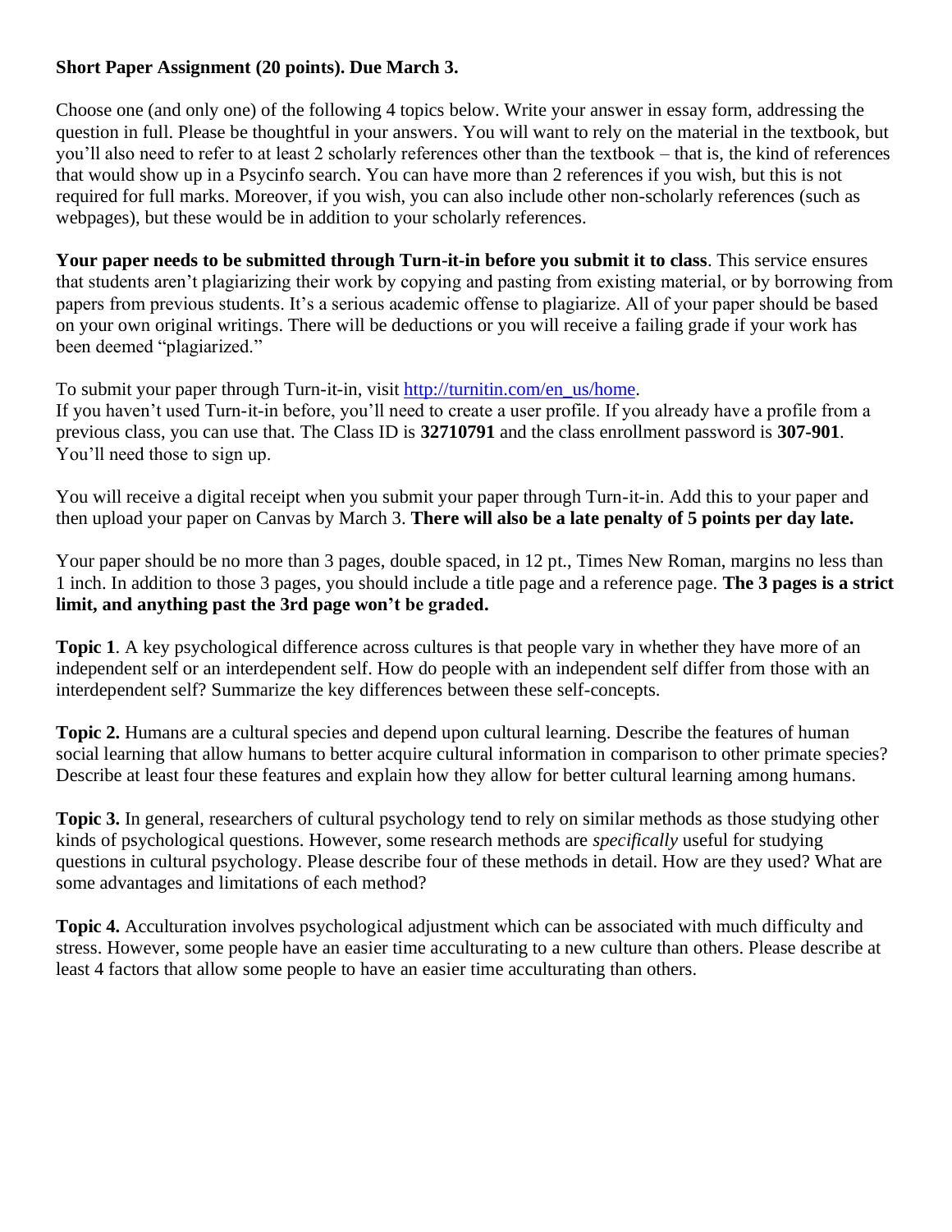**Short Paper Assignment (20 points). Due March 3.**

Choose one (and only one) of the following 4 topics below. Write your answer in essay form, addressing the question in full. Please be thoughtful in your answers. You will want to rely on the material in the textbook, but you'll also need to refer to at least 2 scholarly references other than the textbook – that is, the kind of references that would show up in a Psycinfo search. You can have more than 2 references if you wish, but this is not required for full marks. Moreover, if you wish, you can also include other non-scholarly references (such as webpages), but these would be in addition to your scholarly references.

**Your paper needs to be submitted through Turn-it-in before you submit it to class**. This service ensures that students aren't plagiarizing their work by copying and pasting from existing material, or by borrowing from papers from previous students. It's a serious academic offense to plagiarize. All of your paper should be based on your own original writings. There will be deductions or you will receive a failing grade if your work has been deemed "plagiarized."

To submit your paper through Turn-it-in, visit [http://turnitin.com/en_us/home](http://turnitin.com/en_us/home).
If you haven't used Turn-it-in before, you'll need to create a user profile. If you already have a profile from a previous class, you can use that. The Class ID is **32710791** and the class enrollment password is **307-901**. You'll need those to sign up.

You will receive a digital receipt when you submit your paper through Turn-it-in. Add this to your paper and then upload your paper on Canvas by March 3. **There will also be a late penalty of 5 points per day late.**

Your paper should be no more than 3 pages, double spaced, in 12 pt., Times New Roman, margins no less than 1 inch. In addition to those 3 pages, you should include a title page and a reference page. **The 3 pages is a strict limit, and anything past the 3rd page won't be graded.**

**Topic 1**. A key psychological difference across cultures is that people vary in whether they have more of an independent self or an interdependent self. How do people with an independent self differ from those with an interdependent self? Summarize the key differences between these self-concepts.

**Topic 2.** Humans are a cultural species and depend upon cultural learning. Describe the features of human social learning that allow humans to better acquire cultural information in comparison to other primate species? Describe at least four these features and explain how they allow for better cultural learning among humans.

**Topic 3.** In general, researchers of cultural psychology tend to rely on similar methods as those studying other kinds of psychological questions. However, some research methods are *specifically* useful for studying questions in cultural psychology. Please describe four of these methods in detail. How are they used? What are some advantages and limitations of each method?

**Topic 4.** Acculturation involves psychological adjustment which can be associated with much difficulty and stress. However, some people have an easier time acculturating to a new culture than others. Please describe at least 4 factors that allow some people to have an easier time acculturating than others.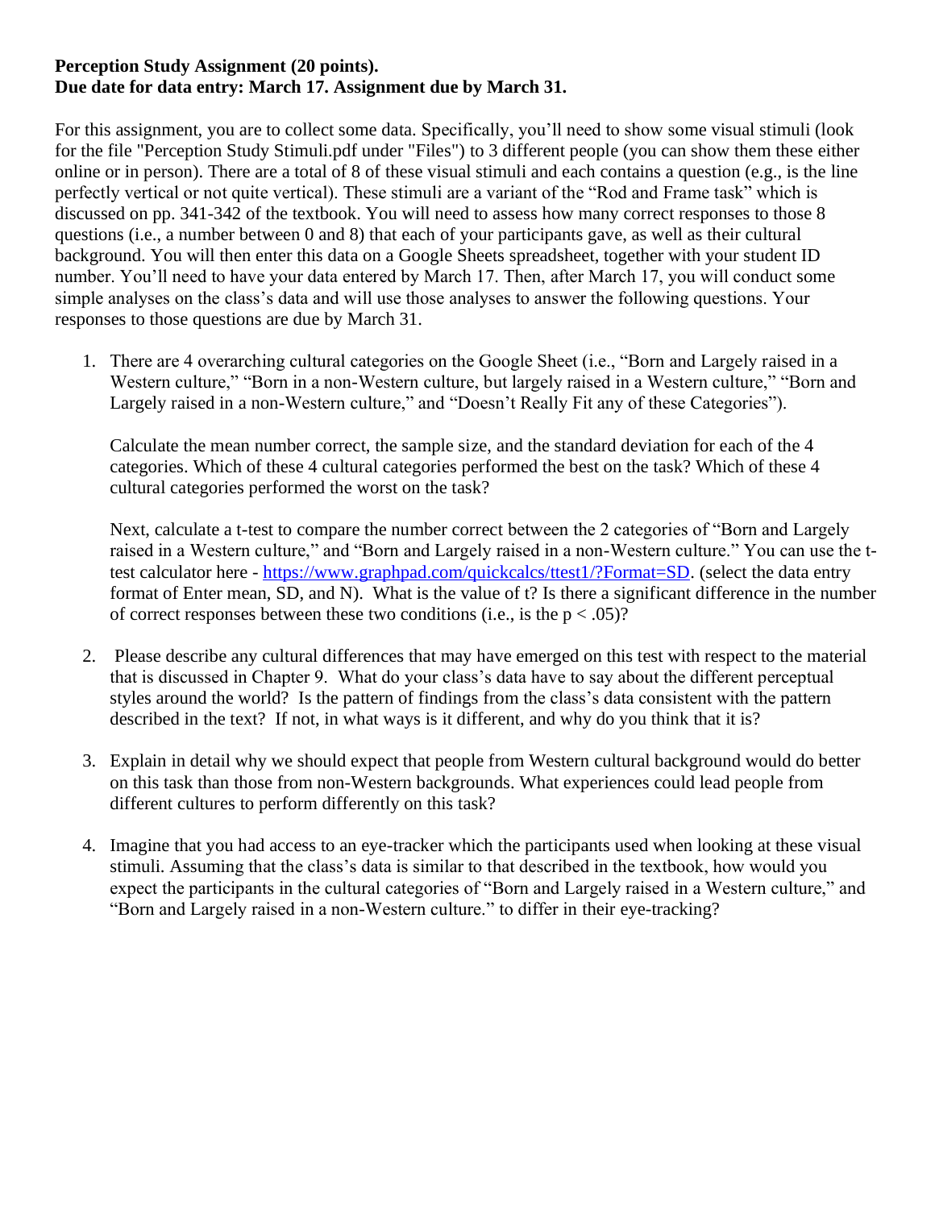**Perception Study Assignment (20 points).**
**Due date for data entry: March 17. Assignment due by March 31.**

For this assignment, you are to collect some data. Specifically, you'll need to show some visual stimuli (look for the file "Perception Study Stimuli.pdf under "Files") to 3 different people (you can show them these either online or in person). There are a total of 8 of these visual stimuli and each contains a question (e.g., is the line perfectly vertical or not quite vertical). These stimuli are a variant of the "Rod and Frame task" which is discussed on pp. 341-342 of the textbook. You will need to assess how many correct responses to those 8 questions (i.e., a number between 0 and 8) that each of your participants gave, as well as their cultural background. You will then enter this data on a Google Sheets spreadsheet, together with your student ID number. You'll need to have your data entered by March 17. Then, after March 17, you will conduct some simple analyses on the class's data and will use those analyses to answer the following questions. Your responses to those questions are due by March 31.

1. There are 4 overarching cultural categories on the Google Sheet (i.e., "Born and Largely raised in a Western culture," "Born in a non-Western culture, but largely raised in a Western culture," "Born and Largely raised in a non-Western culture," and "Doesn't Really Fit any of these Categories").

   Calculate the mean number correct, the sample size, and the standard deviation for each of the 4 categories. Which of these 4 cultural categories performed the best on the task? Which of these 4 cultural categories performed the worst on the task?

   Next, calculate a t-test to compare the number correct between the 2 categories of "Born and Largely raised in a Western culture," and "Born and Largely raised in a non-Western culture." You can use the t-test calculator here - https://www.graphpad.com/quickcalcs/ttest1/?Format=SD. (select the data entry format of Enter mean, SD, and N). What is the value of t? Is there a significant difference in the number of correct responses between these two conditions (i.e., is the $p < .05$)?

2. Please describe any cultural differences that may have emerged on this test with respect to the material that is discussed in Chapter 9. What do your class's data have to say about the different perceptual styles around the world? Is the pattern of findings from the class's data consistent with the pattern described in the text? If not, in what ways is it different, and why do you think that it is?

3. Explain in detail why we should expect that people from Western cultural background would do better on this task than those from non-Western backgrounds. What experiences could lead people from different cultures to perform differently on this task?

4. Imagine that you had access to an eye-tracker which the participants used when looking at these visual stimuli. Assuming that the class's data is similar to that described in the textbook, how would you expect the participants in the cultural categories of "Born and Largely raised in a Western culture," and "Born and Largely raised in a non-Western culture." to differ in their eye-tracking?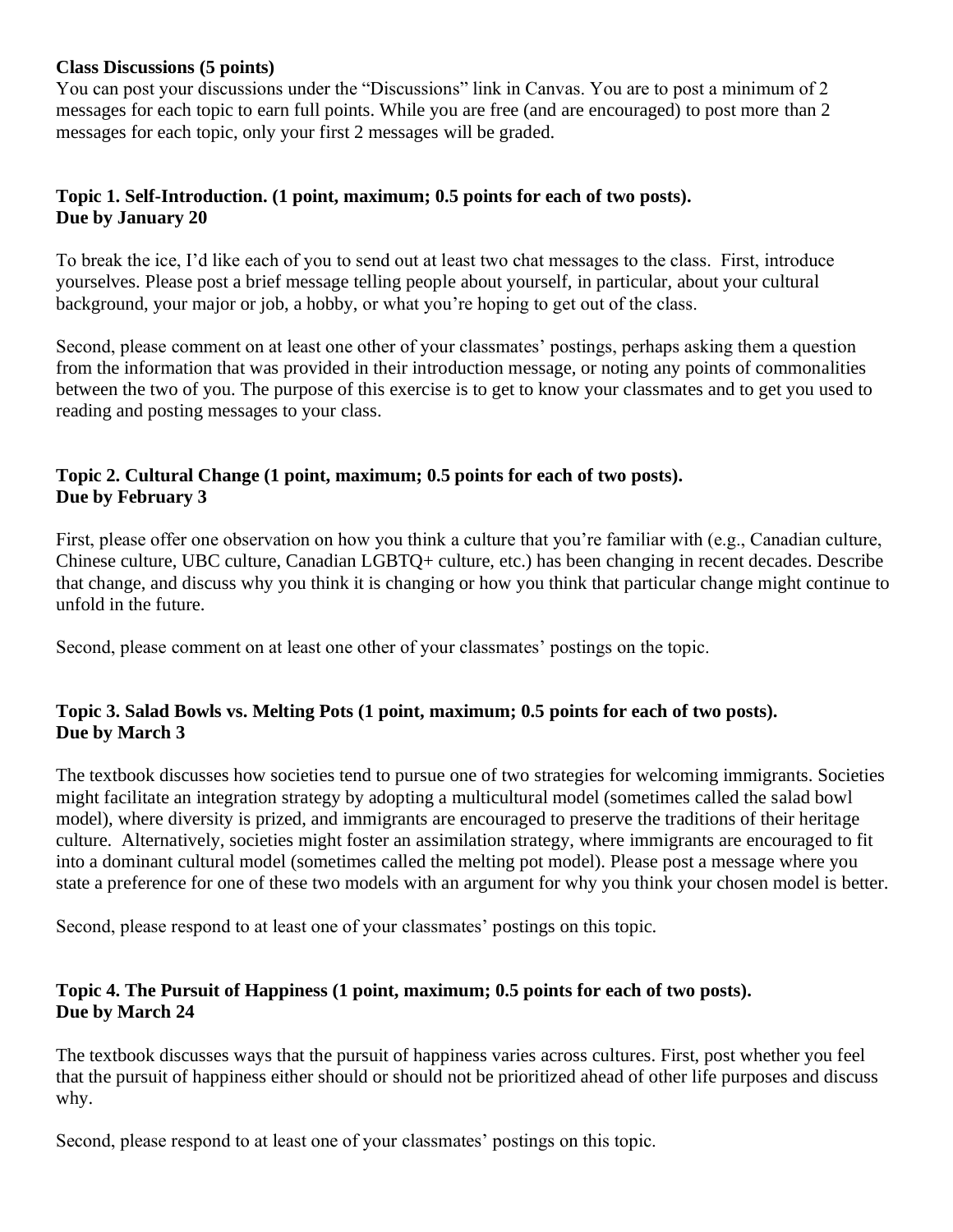**Class Discussions (5 points)**

You can post your discussions under the "Discussions" link in Canvas. You are to post a minimum of 2 messages for each topic to earn full points. While you are free (and are encouraged) to post more than 2 messages for each topic, only your first 2 messages will be graded.

**Topic 1. Self-Introduction. (1 point, maximum; 0.5 points for each of two posts).**
**Due by January 20**

To break the ice, I'd like each of you to send out at least two chat messages to the class. First, introduce yourselves. Please post a brief message telling people about yourself, in particular, about your cultural background, your major or job, a hobby, or what you're hoping to get out of the class.

Second, please comment on at least one other of your classmates' postings, perhaps asking them a question from the information that was provided in their introduction message, or noting any points of commonalities between the two of you. The purpose of this exercise is to get to know your classmates and to get you used to reading and posting messages to your class.

**Topic 2. Cultural Change (1 point, maximum; 0.5 points for each of two posts).**
**Due by February 3**

First, please offer one observation on how you think a culture that you're familiar with (e.g., Canadian culture, Chinese culture, UBC culture, Canadian LGBTQ+ culture, etc.) has been changing in recent decades. Describe that change, and discuss why you think it is changing or how you think that particular change might continue to unfold in the future.

Second, please comment on at least one other of your classmates' postings on the topic.

**Topic 3. Salad Bowls vs. Melting Pots (1 point, maximum; 0.5 points for each of two posts).**
**Due by March 3**

The textbook discusses how societies tend to pursue one of two strategies for welcoming immigrants. Societies might facilitate an integration strategy by adopting a multicultural model (sometimes called the salad bowl model), where diversity is prized, and immigrants are encouraged to preserve the traditions of their heritage culture. Alternatively, societies might foster an assimilation strategy, where immigrants are encouraged to fit into a dominant cultural model (sometimes called the melting pot model). Please post a message where you state a preference for one of these two models with an argument for why you think your chosen model is better.

Second, please respond to at least one of your classmates' postings on this topic.

**Topic 4. The Pursuit of Happiness (1 point, maximum; 0.5 points for each of two posts).**
**Due by March 24**

The textbook discusses ways that the pursuit of happiness varies across cultures. First, post whether you feel that the pursuit of happiness either should or should not be prioritized ahead of other life purposes and discuss why.

Second, please respond to at least one of your classmates' postings on this topic.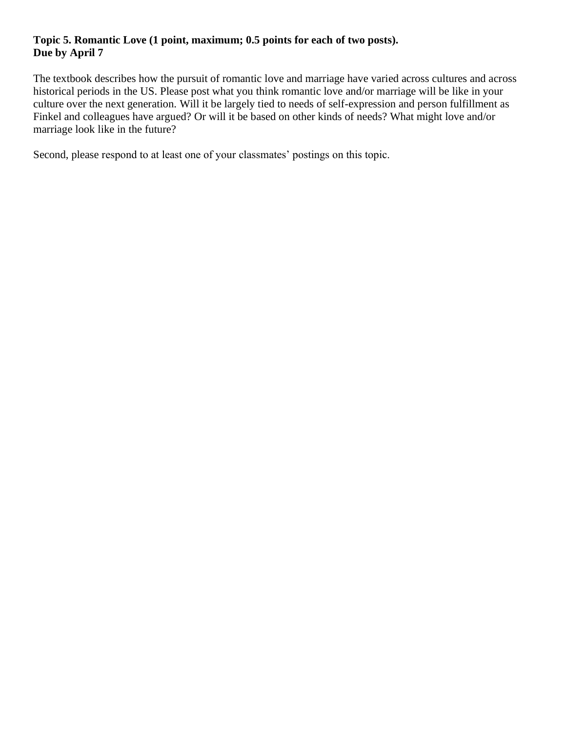**Topic 5. Romantic Love (1 point, maximum; 0.5 points for each of two posts).**
**Due by April 7**

The textbook describes how the pursuit of romantic love and marriage have varied across cultures and across historical periods in the US. Please post what you think romantic love and/or marriage will be like in your culture over the next generation. Will it be largely tied to needs of self-expression and person fulfillment as Finkel and colleagues have argued? Or will it be based on other kinds of needs? What might love and/or marriage look like in the future?

Second, please respond to at least one of your classmates' postings on this topic.